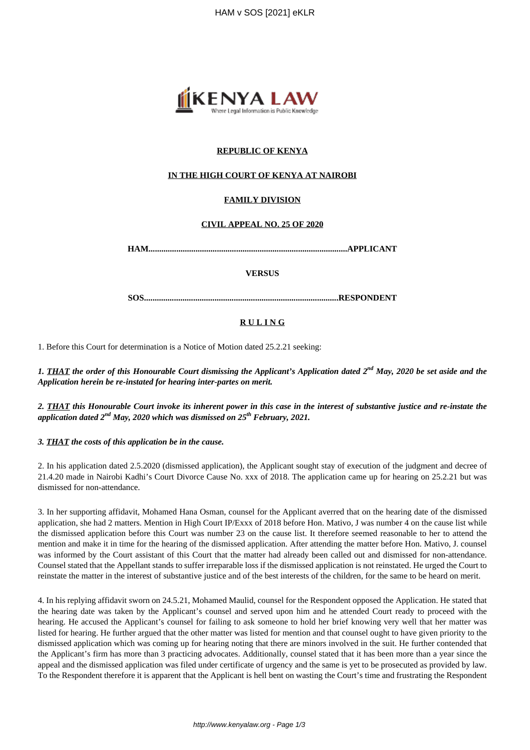**REPUBLIC OF KENYA**

**IN THE HIGH COURT OF KENYA AT NAIROBI**

**FAMILY DIVISION**

**CIVIL APPEAL NO. 25 OF 2020**

**HAM.............................................................................................APPLICANT**

**VERSUS**

**SOS...........................................................................................RESPONDENT**

**R U L I N G**

1. Before this Court for determination is a Notice of Motion dated 25.2.21 seeking:

***1. THAT the order of this Honourable Court dismissing the Applicant's Application dated 2nd May, 2020 be set aside and the Application herein be re-instated for hearing inter-partes on merit.***

***2. THAT this Honourable Court invoke its inherent power in this case in the interest of substantive justice and re-instate the application dated 2nd May, 2020 which was dismissed on 25th February, 2021.***

***3. THAT the costs of this application be in the cause.***

2. In his application dated 2.5.2020 (dismissed application), the Applicant sought stay of execution of the judgment and decree of 21.4.20 made in Nairobi Kadhi's Court Divorce Cause No. xxx of 2018. The application came up for hearing on 25.2.21 but was dismissed for non-attendance.

3. In her supporting affidavit, Mohamed Hana Osman, counsel for the Applicant averred that on the hearing date of the dismissed application, she had 2 matters. Mention in High Court IP/Exxx of 2018 before Hon. Mativo, J was number 4 on the cause list while the dismissed application before this Court was number 23 on the cause list. It therefore seemed reasonable to her to attend the mention and make it in time for the hearing of the dismissed application. After attending the matter before Hon. Mativo, J. counsel was informed by the Court assistant of this Court that the matter had already been called out and dismissed for non-attendance. Counsel stated that the Appellant stands to suffer irreparable loss if the dismissed application is not reinstated. He urged the Court to reinstate the matter in the interest of substantive justice and of the best interests of the children, for the same to be heard on merit.

4. In his replying affidavit sworn on 24.5.21, Mohamed Maulid, counsel for the Respondent opposed the Application. He stated that the hearing date was taken by the Applicant's counsel and served upon him and he attended Court ready to proceed with the hearing. He accused the Applicant's counsel for failing to ask someone to hold her brief knowing very well that her matter was listed for hearing. He further argued that the other matter was listed for mention and that counsel ought to have given priority to the dismissed application which was coming up for hearing noting that there are minors involved in the suit. He further contended that the Applicant's firm has more than 3 practicing advocates. Additionally, counsel stated that it has been more than a year since the appeal and the dismissed application was filed under certificate of urgency and the same is yet to be prosecuted as provided by law. To the Respondent therefore it is apparent that the Applicant is hell bent on wasting the Court's time and frustrating the Respondent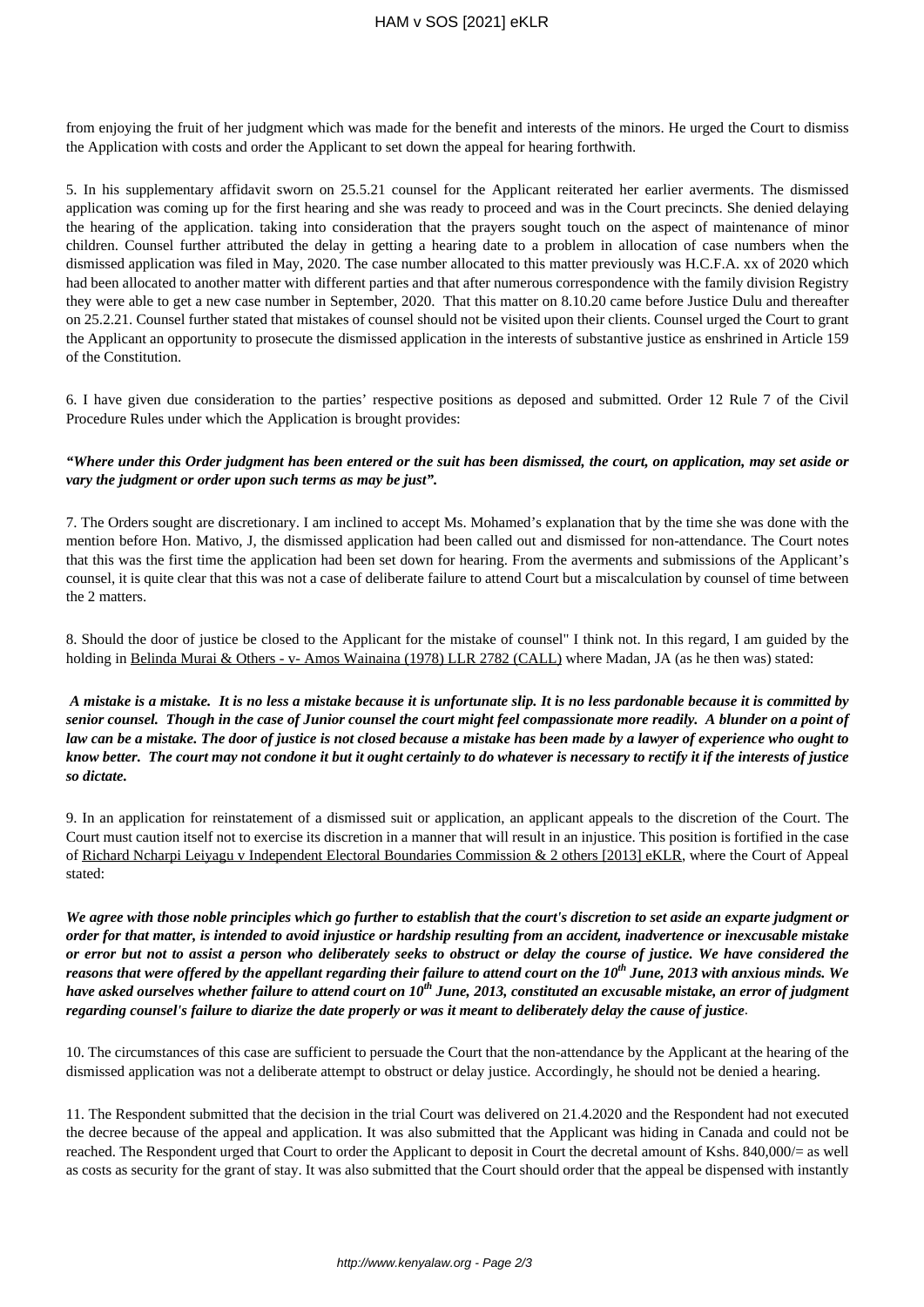from enjoying the fruit of her judgment which was made for the benefit and interests of the minors. He urged the Court to dismiss the Application with costs and order the Applicant to set down the appeal for hearing forthwith.

5. In his supplementary affidavit sworn on 25.5.21 counsel for the Applicant reiterated her earlier averments. The dismissed application was coming up for the first hearing and she was ready to proceed and was in the Court precincts. She denied delaying the hearing of the application. taking into consideration that the prayers sought touch on the aspect of maintenance of minor children. Counsel further attributed the delay in getting a hearing date to a problem in allocation of case numbers when the dismissed application was filed in May, 2020. The case number allocated to this matter previously was H.C.F.A. xx of 2020 which had been allocated to another matter with different parties and that after numerous correspondence with the family division Registry they were able to get a new case number in September, 2020. That this matter on 8.10.20 came before Justice Dulu and thereafter on 25.2.21. Counsel further stated that mistakes of counsel should not be visited upon their clients. Counsel urged the Court to grant the Applicant an opportunity to prosecute the dismissed application in the interests of substantive justice as enshrined in Article 159 of the Constitution.

6. I have given due consideration to the parties' respective positions as deposed and submitted. Order 12 Rule 7 of the Civil Procedure Rules under which the Application is brought provides:

***"Where under this Order judgment has been entered or the suit has been dismissed, the court, on application, may set aside or vary the judgment or order upon such terms as may be just".***

7. The Orders sought are discretionary. I am inclined to accept Ms. Mohamed's explanation that by the time she was done with the mention before Hon. Mativo, J, the dismissed application had been called out and dismissed for non-attendance. The Court notes that this was the first time the application had been set down for hearing. From the averments and submissions of the Applicant's counsel, it is quite clear that this was not a case of deliberate failure to attend Court but a miscalculation by counsel of time between the 2 matters.

8. Should the door of justice be closed to the Applicant for the mistake of counsel" I think not. In this regard, I am guided by the holding in Belinda Murai & Others - v- Amos Wainaina (1978) LLR 2782 (CALL) where Madan, JA (as he then was) stated:

***A mistake is a mistake. It is no less a mistake because it is unfortunate slip. It is no less pardonable because it is committed by senior counsel. Though in the case of Junior counsel the court might feel compassionate more readily. A blunder on a point of law can be a mistake. The door of justice is not closed because a mistake has been made by a lawyer of experience who ought to know better. The court may not condone it but it ought certainly to do whatever is necessary to rectify it if the interests of justice so dictate.***

9. In an application for reinstatement of a dismissed suit or application, an applicant appeals to the discretion of the Court. The Court must caution itself not to exercise its discretion in a manner that will result in an injustice. This position is fortified in the case of Richard Ncharpi Leiyagu v Independent Electoral Boundaries Commission & 2 others [2013] eKLR, where the Court of Appeal stated:

***We agree with those noble principles which go further to establish that the court's discretion to set aside an exparte judgment or order for that matter, is intended to avoid injustice or hardship resulting from an accident, inadvertence or inexcusable mistake or error but not to assist a person who deliberately seeks to obstruct or delay the course of justice. We have considered the reasons that were offered by the appellant regarding their failure to attend court on the 10th June, 2013 with anxious minds. We have asked ourselves whether failure to attend court on 10th June, 2013, constituted an excusable mistake, an error of judgment regarding counsel's failure to diarize the date properly or was it meant to deliberately delay the cause of justice.***

10. The circumstances of this case are sufficient to persuade the Court that the non-attendance by the Applicant at the hearing of the dismissed application was not a deliberate attempt to obstruct or delay justice. Accordingly, he should not be denied a hearing.

11. The Respondent submitted that the decision in the trial Court was delivered on 21.4.2020 and the Respondent had not executed the decree because of the appeal and application. It was also submitted that the Applicant was hiding in Canada and could not be reached. The Respondent urged that Court to order the Applicant to deposit in Court the decretal amount of Kshs. 840,000/= as well as costs as security for the grant of stay. It was also submitted that the Court should order that the appeal be dispensed with instantly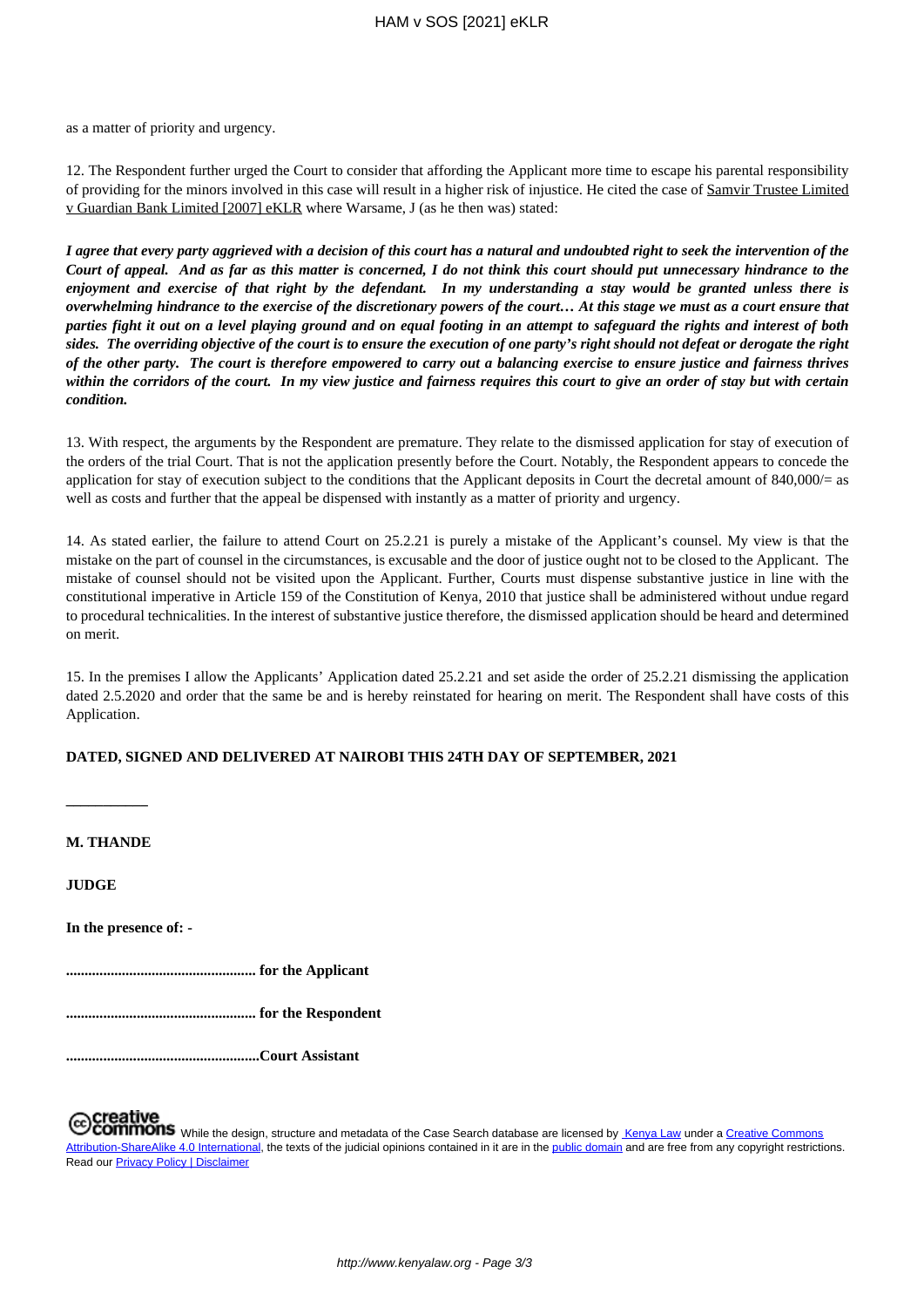as a matter of priority and urgency.

12. The Respondent further urged the Court to consider that affording the Applicant more time to escape his parental responsibility of providing for the minors involved in this case will result in a higher risk of injustice. He cited the case of Samvir Trustee Limited v Guardian Bank Limited [2007] eKLR where Warsame, J (as he then was) stated:

***I agree that every party aggrieved with a decision of this court has a natural and undoubted right to seek the intervention of the Court of appeal. And as far as this matter is concerned, I do not think this court should put unnecessary hindrance to the enjoyment and exercise of that right by the defendant. In my understanding a stay would be granted unless there is overwhelming hindrance to the exercise of the discretionary powers of the court… At this stage we must as a court ensure that parties fight it out on a level playing ground and on equal footing in an attempt to safeguard the rights and interest of both sides. The overriding objective of the court is to ensure the execution of one party's right should not defeat or derogate the right of the other party. The court is therefore empowered to carry out a balancing exercise to ensure justice and fairness thrives within the corridors of the court. In my view justice and fairness requires this court to give an order of stay but with certain condition.***

13. With respect, the arguments by the Respondent are premature. They relate to the dismissed application for stay of execution of the orders of the trial Court. That is not the application presently before the Court. Notably, the Respondent appears to concede the application for stay of execution subject to the conditions that the Applicant deposits in Court the decretal amount of 840,000/= as well as costs and further that the appeal be dispensed with instantly as a matter of priority and urgency.

14. As stated earlier, the failure to attend Court on 25.2.21 is purely a mistake of the Applicant's counsel. My view is that the mistake on the part of counsel in the circumstances, is excusable and the door of justice ought not to be closed to the Applicant. The mistake of counsel should not be visited upon the Applicant. Further, Courts must dispense substantive justice in line with the constitutional imperative in Article 159 of the Constitution of Kenya, 2010 that justice shall be administered without undue regard to procedural technicalities. In the interest of substantive justice therefore, the dismissed application should be heard and determined on merit.

15. In the premises I allow the Applicants' Application dated 25.2.21 and set aside the order of 25.2.21 dismissing the application dated 2.5.2020 and order that the same be and is hereby reinstated for hearing on merit. The Respondent shall have costs of this Application.

**DATED, SIGNED AND DELIVERED AT NAIROBI THIS 24TH DAY OF SEPTEMBER, 2021**

___________

**M. THANDE**

**JUDGE**

**In the presence of: -**

**.................................................. for the Applicant**

**.................................................. for the Respondent**

**...................................................Court Assistant**

While the design, structure and metadata of the Case Search database are licensed by Kenya Law under a Creative Commons Attribution-ShareAlike 4.0 International, the texts of the judicial opinions contained in it are in the public domain and are free from any copyright restrictions. Read our Privacy Policy | Disclaimer